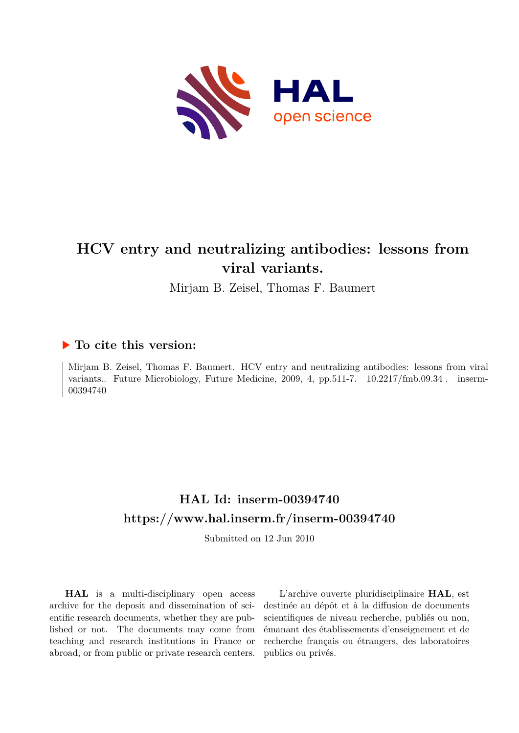# HCV entry and neutralizing antibodies: lessons from viral variants.

Mirjam B. Zeisel, Thomas F. Baumert

## ▶ To cite this version:

Mirjam B. Zeisel, Thomas F. Baumert. HCV entry and neutralizing antibodies: lessons from viral variants.. Future Microbiology, Future Medicine, 2009, 4, pp.511-7. 10.2217/fmb.09.34 . inserm-00394740

## HAL Id: inserm-00394740

## https://www.hal.inserm.fr/inserm-00394740

Submitted on 12 Jun 2010

**HAL** is a multi-disciplinary open access archive for the deposit and dissemination of scientific research documents, whether they are published or not. The documents may come from teaching and research institutions in France or abroad, or from public or private research centers.

L'archive ouverte pluridisciplinaire **HAL**, est destinée au dépôt et à la diffusion de documents scientifiques de niveau recherche, publiés ou non, émanant des établissements d'enseignement et de recherche français ou étrangers, des laboratoires publics ou privés.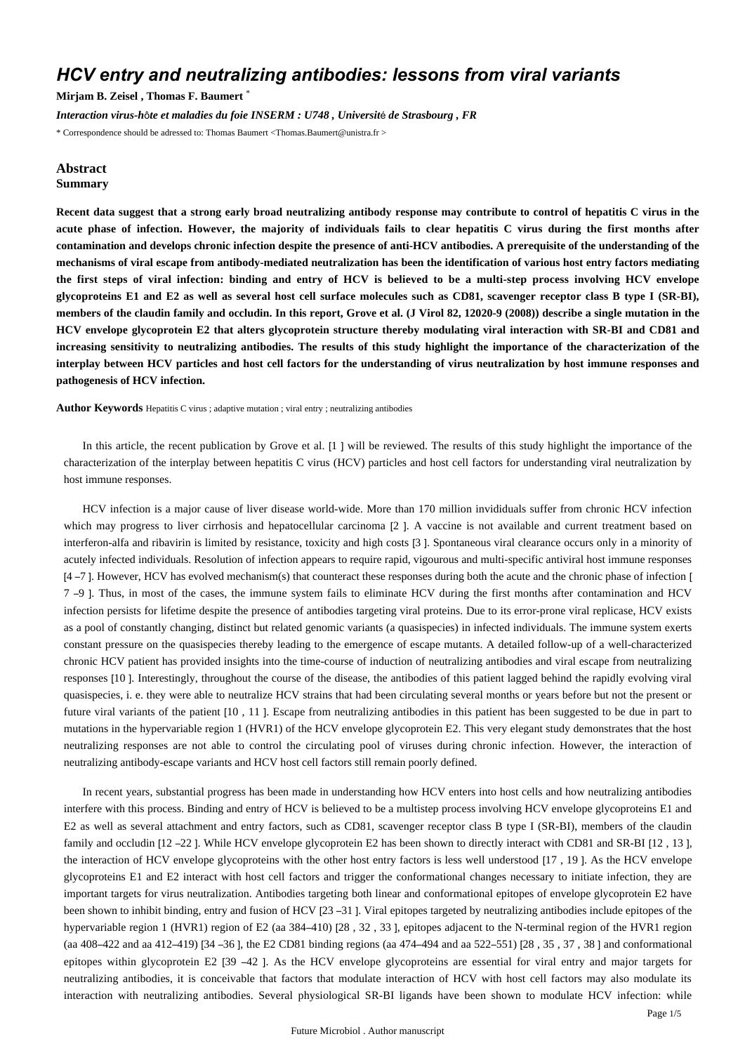# HCV entry and neutralizing antibodies: lessons from viral variants

**Mirjam B. Zeisel , Thomas F. Baumert** [*]

*Interaction virus-hôte et maladies du foie INSERM : U748 , Université de Strasbourg , FR*

[*] Correspondence should be adressed to: Thomas Baumert <Thomas.Baumert@unistra.fr >

## Abstract

### Summary

**Recent data suggest that a strong early broad neutralizing antibody response may contribute to control of hepatitis C virus in the acute phase of infection. However, the majority of individuals fails to clear hepatitis C virus during the first months after contamination and develops chronic infection despite the presence of anti-HCV antibodies. A prerequisite of the understanding of the mechanisms of viral escape from antibody-mediated neutralization has been the identification of various host entry factors mediating the first steps of viral infection: binding and entry of HCV is believed to be a multi-step process involving HCV envelope glycoproteins E1 and E2 as well as several host cell surface molecules such as CD81, scavenger receptor class B type I (SR-BI), members of the claudin family and occludin. In this report, Grove et al. (J Virol 82, 12020-9 (2008)) describe a single mutation in the HCV envelope glycoprotein E2 that alters glycoprotein structure thereby modulating viral interaction with SR-BI and CD81 and increasing sensitivity to neutralizing antibodies. The results of this study highlight the importance of the characterization of the interplay between HCV particles and host cell factors for the understanding of virus neutralization by host immune responses and pathogenesis of HCV infection.**

**Author Keywords** Hepatitis C virus ; adaptive mutation ; viral entry ; neutralizing antibodies

In this article, the recent publication by Grove et al. [1 ] will be reviewed. The results of this study highlight the importance of the characterization of the interplay between hepatitis C virus (HCV) particles and host cell factors for understanding viral neutralization by host immune responses.

HCV infection is a major cause of liver disease world-wide. More than 170 million invididuals suffer from chronic HCV infection which may progress to liver cirrhosis and hepatocellular carcinoma [2 ]. A vaccine is not available and current treatment based on interferon-alfa and ribavirin is limited by resistance, toxicity and high costs [3 ]. Spontaneous viral clearance occurs only in a minority of acutely infected individuals. Resolution of infection appears to require rapid, vigourous and multi-specific antiviral host immune responses [4 –7 ]. However, HCV has evolved mechanism(s) that counteract these responses during both the acute and the chronic phase of infection [ 7 –9 ]. Thus, in most of the cases, the immune system fails to eliminate HCV during the first months after contamination and HCV infection persists for lifetime despite the presence of antibodies targeting viral proteins. Due to its error-prone viral replicase, HCV exists as a pool of constantly changing, distinct but related genomic variants (a quasispecies) in infected individuals. The immune system exerts constant pressure on the quasispecies thereby leading to the emergence of escape mutants. A detailed follow-up of a well-characterized chronic HCV patient has provided insights into the time-course of induction of neutralizing antibodies and viral escape from neutralizing responses [10 ]. Interestingly, throughout the course of the disease, the antibodies of this patient lagged behind the rapidly evolving viral quasispecies, i. e. they were able to neutralize HCV strains that had been circulating several months or years before but not the present or future viral variants of the patient [10 , 11 ]. Escape from neutralizing antibodies in this patient has been suggested to be due in part to mutations in the hypervariable region 1 (HVR1) of the HCV envelope glycoprotein E2. This very elegant study demonstrates that the host neutralizing responses are not able to control the circulating pool of viruses during chronic infection. However, the interaction of neutralizing antibody-escape variants and HCV host cell factors still remain poorly defined.

In recent years, substantial progress has been made in understanding how HCV enters into host cells and how neutralizing antibodies interfere with this process. Binding and entry of HCV is believed to be a multistep process involving HCV envelope glycoproteins E1 and E2 as well as several attachment and entry factors, such as CD81, scavenger receptor class B type I (SR-BI), members of the claudin family and occludin [12 –22 ]. While HCV envelope glycoprotein E2 has been shown to directly interact with CD81 and SR-BI [12 , 13 ], the interaction of HCV envelope glycoproteins with the other host entry factors is less well understood [17 , 19 ]. As the HCV envelope glycoproteins E1 and E2 interact with host cell factors and trigger the conformational changes necessary to initiate infection, they are important targets for virus neutralization. Antibodies targeting both linear and conformational epitopes of envelope glycoprotein E2 have been shown to inhibit binding, entry and fusion of HCV [23 –31 ]. Viral epitopes targeted by neutralizing antibodies include epitopes of the hypervariable region 1 (HVR1) region of E2 (aa 384–410) [28 , 32 , 33 ], epitopes adjacent to the N-terminal region of the HVR1 region (aa 408–422 and aa 412–419) [34 –36 ], the E2 CD81 binding regions (aa 474–494 and aa 522–551) [28 , 35 , 37 , 38 ] and conformational epitopes within glycoprotein E2 [39 –42 ]. As the HCV envelope glycoproteins are essential for viral entry and major targets for neutralizing antibodies, it is conceivable that factors that modulate interaction of HCV with host cell factors may also modulate its interaction with neutralizing antibodies. Several physiological SR-BI ligands have been shown to modulate HCV infection: while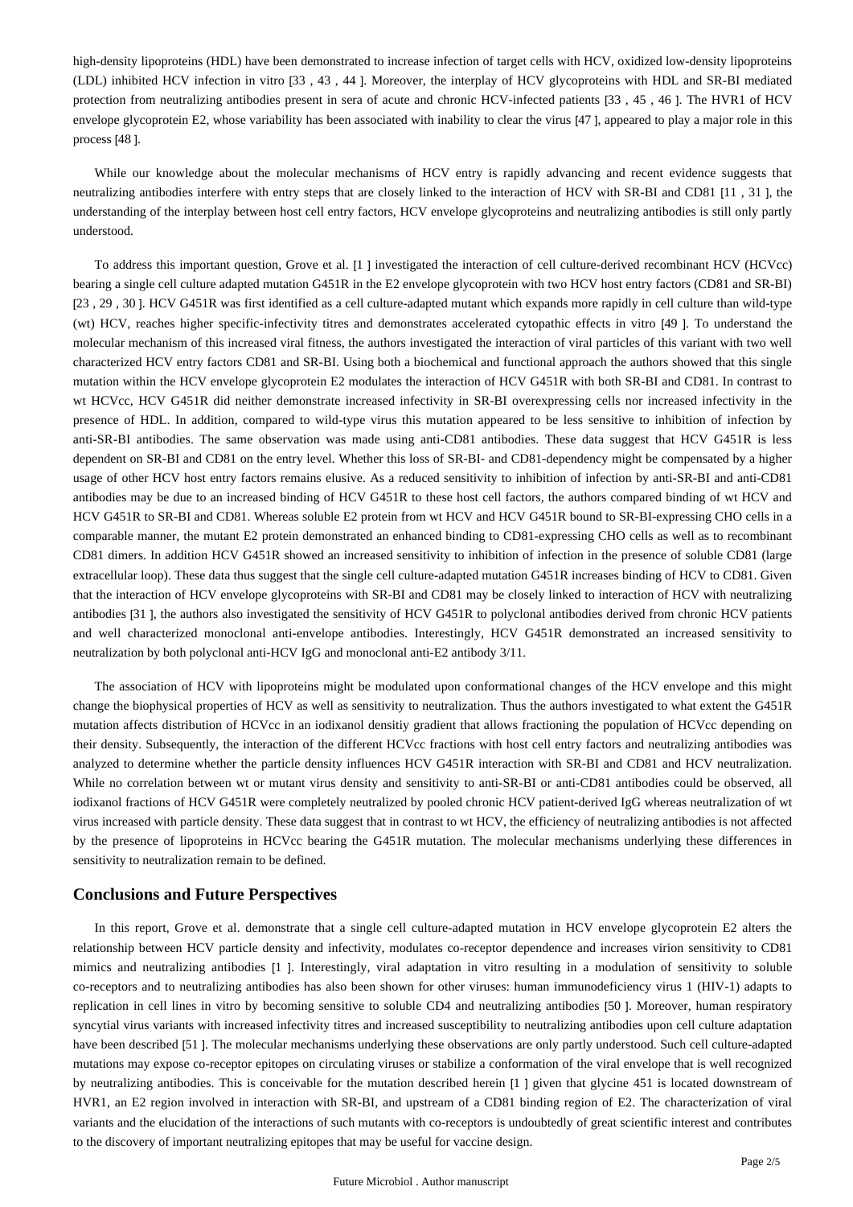high-density lipoproteins (HDL) have been demonstrated to increase infection of target cells with HCV, oxidized low-density lipoproteins (LDL) inhibited HCV infection in vitro [33 , 43 , 44 ]. Moreover, the interplay of HCV glycoproteins with HDL and SR-BI mediated protection from neutralizing antibodies present in sera of acute and chronic HCV-infected patients [33 , 45 , 46 ]. The HVR1 of HCV envelope glycoprotein E2, whose variability has been associated with inability to clear the virus [47 ], appeared to play a major role in this process [48 ].

While our knowledge about the molecular mechanisms of HCV entry is rapidly advancing and recent evidence suggests that neutralizing antibodies interfere with entry steps that are closely linked to the interaction of HCV with SR-BI and CD81 [11 , 31 ], the understanding of the interplay between host cell entry factors, HCV envelope glycoproteins and neutralizing antibodies is still only partly understood.

To address this important question, Grove et al. [1 ] investigated the interaction of cell culture-derived recombinant HCV (HCVcc) bearing a single cell culture adapted mutation G451R in the E2 envelope glycoprotein with two HCV host entry factors (CD81 and SR-BI) [23 , 29 , 30 ]. HCV G451R was first identified as a cell culture-adapted mutant which expands more rapidly in cell culture than wild-type (wt) HCV, reaches higher specific-infectivity titres and demonstrates accelerated cytopathic effects in vitro [49 ]. To understand the molecular mechanism of this increased viral fitness, the authors investigated the interaction of viral particles of this variant with two well characterized HCV entry factors CD81 and SR-BI. Using both a biochemical and functional approach the authors showed that this single mutation within the HCV envelope glycoprotein E2 modulates the interaction of HCV G451R with both SR-BI and CD81. In contrast to wt HCVcc, HCV G451R did neither demonstrate increased infectivity in SR-BI overexpressing cells nor increased infectivity in the presence of HDL. In addition, compared to wild-type virus this mutation appeared to be less sensitive to inhibition of infection by anti-SR-BI antibodies. The same observation was made using anti-CD81 antibodies. These data suggest that HCV G451R is less dependent on SR-BI and CD81 on the entry level. Whether this loss of SR-BI- and CD81-dependency might be compensated by a higher usage of other HCV host entry factors remains elusive. As a reduced sensitivity to inhibition of infection by anti-SR-BI and anti-CD81 antibodies may be due to an increased binding of HCV G451R to these host cell factors, the authors compared binding of wt HCV and HCV G451R to SR-BI and CD81. Whereas soluble E2 protein from wt HCV and HCV G451R bound to SR-BI-expressing CHO cells in a comparable manner, the mutant E2 protein demonstrated an enhanced binding to CD81-expressing CHO cells as well as to recombinant CD81 dimers. In addition HCV G451R showed an increased sensitivity to inhibition of infection in the presence of soluble CD81 (large extracellular loop). These data thus suggest that the single cell culture-adapted mutation G451R increases binding of HCV to CD81. Given that the interaction of HCV envelope glycoproteins with SR-BI and CD81 may be closely linked to interaction of HCV with neutralizing antibodies [31 ], the authors also investigated the sensitivity of HCV G451R to polyclonal antibodies derived from chronic HCV patients and well characterized monoclonal anti-envelope antibodies. Interestingly, HCV G451R demonstrated an increased sensitivity to neutralization by both polyclonal anti-HCV IgG and monoclonal anti-E2 antibody 3/11.

The association of HCV with lipoproteins might be modulated upon conformational changes of the HCV envelope and this might change the biophysical properties of HCV as well as sensitivity to neutralization. Thus the authors investigated to what extent the G451R mutation affects distribution of HCVcc in an iodixanol densitiy gradient that allows fractioning the population of HCVcc depending on their density. Subsequently, the interaction of the different HCVcc fractions with host cell entry factors and neutralizing antibodies was analyzed to determine whether the particle density influences HCV G451R interaction with SR-BI and CD81 and HCV neutralization. While no correlation between wt or mutant virus density and sensitivity to anti-SR-BI or anti-CD81 antibodies could be observed, all iodixanol fractions of HCV G451R were completely neutralized by pooled chronic HCV patient-derived IgG whereas neutralization of wt virus increased with particle density. These data suggest that in contrast to wt HCV, the efficiency of neutralizing antibodies is not affected by the presence of lipoproteins in HCVcc bearing the G451R mutation. The molecular mechanisms underlying these differences in sensitivity to neutralization remain to be defined.

## Conclusions and Future Perspectives

In this report, Grove et al. demonstrate that a single cell culture-adapted mutation in HCV envelope glycoprotein E2 alters the relationship between HCV particle density and infectivity, modulates co-receptor dependence and increases virion sensitivity to CD81 mimics and neutralizing antibodies [1 ]. Interestingly, viral adaptation in vitro resulting in a modulation of sensitivity to soluble co-receptors and to neutralizing antibodies has also been shown for other viruses: human immunodeficiency virus 1 (HIV-1) adapts to replication in cell lines in vitro by becoming sensitive to soluble CD4 and neutralizing antibodies [50 ]. Moreover, human respiratory syncytial virus variants with increased infectivity titres and increased susceptibility to neutralizing antibodies upon cell culture adaptation have been described [51 ]. The molecular mechanisms underlying these observations are only partly understood. Such cell culture-adapted mutations may expose co-receptor epitopes on circulating viruses or stabilize a conformation of the viral envelope that is well recognized by neutralizing antibodies. This is conceivable for the mutation described herein [1 ] given that glycine 451 is located downstream of HVR1, an E2 region involved in interaction with SR-BI, and upstream of a CD81 binding region of E2. The characterization of viral variants and the elucidation of the interactions of such mutants with co-receptors is undoubtedly of great scientific interest and contributes to the discovery of important neutralizing epitopes that may be useful for vaccine design.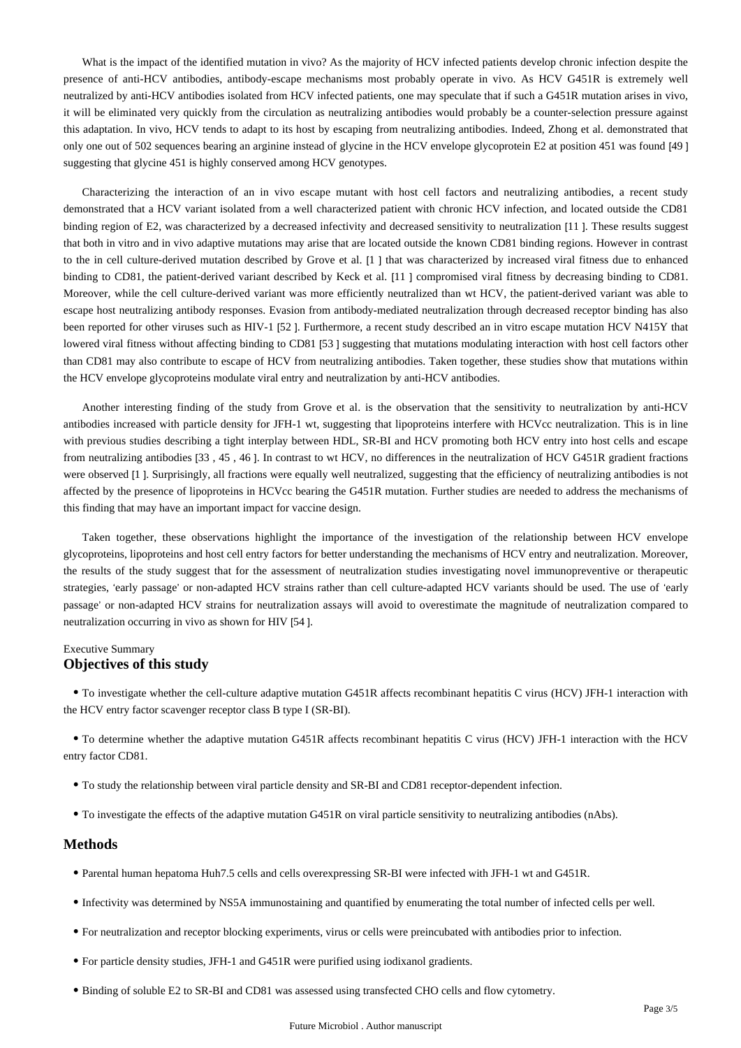What is the impact of the identified mutation in vivo? As the majority of HCV infected patients develop chronic infection despite the presence of anti-HCV antibodies, antibody-escape mechanisms most probably operate in vivo. As HCV G451R is extremely well neutralized by anti-HCV antibodies isolated from HCV infected patients, one may speculate that if such a G451R mutation arises in vivo, it will be eliminated very quickly from the circulation as neutralizing antibodies would probably be a counter-selection pressure against this adaptation. In vivo, HCV tends to adapt to its host by escaping from neutralizing antibodies. Indeed, Zhong et al. demonstrated that only one out of 502 sequences bearing an arginine instead of glycine in the HCV envelope glycoprotein E2 at position 451 was found [49 ] suggesting that glycine 451 is highly conserved among HCV genotypes.

Characterizing the interaction of an in vivo escape mutant with host cell factors and neutralizing antibodies, a recent study demonstrated that a HCV variant isolated from a well characterized patient with chronic HCV infection, and located outside the CD81 binding region of E2, was characterized by a decreased infectivity and decreased sensitivity to neutralization [11 ]. These results suggest that both in vitro and in vivo adaptive mutations may arise that are located outside the known CD81 binding regions. However in contrast to the in cell culture-derived mutation described by Grove et al. [1 ] that was characterized by increased viral fitness due to enhanced binding to CD81, the patient-derived variant described by Keck et al. [11 ] compromised viral fitness by decreasing binding to CD81. Moreover, while the cell culture-derived variant was more efficiently neutralized than wt HCV, the patient-derived variant was able to escape host neutralizing antibody responses. Evasion from antibody-mediated neutralization through decreased receptor binding has also been reported for other viruses such as HIV-1 [52 ]. Furthermore, a recent study described an in vitro escape mutation HCV N415Y that lowered viral fitness without affecting binding to CD81 [53 ] suggesting that mutations modulating interaction with host cell factors other than CD81 may also contribute to escape of HCV from neutralizing antibodies. Taken together, these studies show that mutations within the HCV envelope glycoproteins modulate viral entry and neutralization by anti-HCV antibodies.

Another interesting finding of the study from Grove et al. is the observation that the sensitivity to neutralization by anti-HCV antibodies increased with particle density for JFH-1 wt, suggesting that lipoproteins interfere with HCVcc neutralization. This is in line with previous studies describing a tight interplay between HDL, SR-BI and HCV promoting both HCV entry into host cells and escape from neutralizing antibodies [33 , 45 , 46 ]. In contrast to wt HCV, no differences in the neutralization of HCV G451R gradient fractions were observed [1 ]. Surprisingly, all fractions were equally well neutralized, suggesting that the efficiency of neutralizing antibodies is not affected by the presence of lipoproteins in HCVcc bearing the G451R mutation. Further studies are needed to address the mechanisms of this finding that may have an important impact for vaccine design.

Taken together, these observations highlight the importance of the investigation of the relationship between HCV envelope glycoproteins, lipoproteins and host cell entry factors for better understanding the mechanisms of HCV entry and neutralization. Moreover, the results of the study suggest that for the assessment of neutralization studies investigating novel immunopreventive or therapeutic strategies, 'early passage' or non-adapted HCV strains rather than cell culture-adapted HCV variants should be used. The use of 'early passage' or non-adapted HCV strains for neutralization assays will avoid to overestimate the magnitude of neutralization compared to neutralization occurring in vivo as shown for HIV [54 ].

Executive Summary

## Objectives of this study

- To investigate whether the cell-culture adaptive mutation G451R affects recombinant hepatitis C virus (HCV) JFH-1 interaction with the HCV entry factor scavenger receptor class B type I (SR-BI).
- To determine whether the adaptive mutation G451R affects recombinant hepatitis C virus (HCV) JFH-1 interaction with the HCV entry factor CD81.
- To study the relationship between viral particle density and SR-BI and CD81 receptor-dependent infection.
- To investigate the effects of the adaptive mutation G451R on viral particle sensitivity to neutralizing antibodies (nAbs).

## Methods

- Parental human hepatoma Huh7.5 cells and cells overexpressing SR-BI were infected with JFH-1 wt and G451R.
- Infectivity was determined by NS5A immunostaining and quantified by enumerating the total number of infected cells per well.
- For neutralization and receptor blocking experiments, virus or cells were preincubated with antibodies prior to infection.
- For particle density studies, JFH-1 and G451R were purified using iodixanol gradients.
- Binding of soluble E2 to SR-BI and CD81 was assessed using transfected CHO cells and flow cytometry.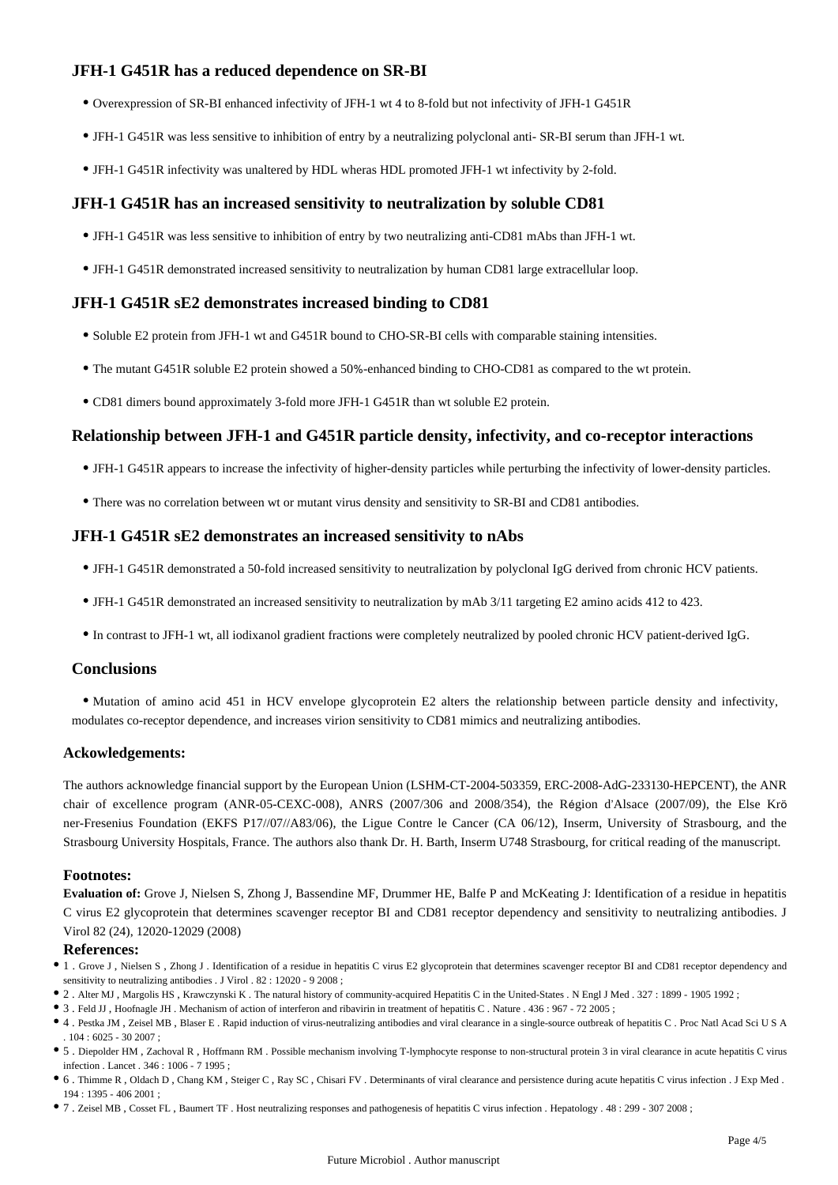### JFH-1 G451R has a reduced dependence on SR-BI

- Overexpression of SR-BI enhanced infectivity of JFH-1 wt 4 to 8-fold but not infectivity of JFH-1 G451R
- JFH-1 G451R was less sensitive to inhibition of entry by a neutralizing polyclonal anti- SR-BI serum than JFH-1 wt.
- JFH-1 G451R infectivity was unaltered by HDL wheras HDL promoted JFH-1 wt infectivity by 2-fold.

### JFH-1 G451R has an increased sensitivity to neutralization by soluble CD81

- JFH-1 G451R was less sensitive to inhibition of entry by two neutralizing anti-CD81 mAbs than JFH-1 wt.
- JFH-1 G451R demonstrated increased sensitivity to neutralization by human CD81 large extracellular loop.

### JFH-1 G451R sE2 demonstrates increased binding to CD81

- Soluble E2 protein from JFH-1 wt and G451R bound to CHO-SR-BI cells with comparable staining intensities.
- The mutant G451R soluble E2 protein showed a 50%-enhanced binding to CHO-CD81 as compared to the wt protein.
- CD81 dimers bound approximately 3-fold more JFH-1 G451R than wt soluble E2 protein.

### Relationship between JFH-1 and G451R particle density, infectivity, and co-receptor interactions

- JFH-1 G451R appears to increase the infectivity of higher-density particles while perturbing the infectivity of lower-density particles.
- There was no correlation between wt or mutant virus density and sensitivity to SR-BI and CD81 antibodies.

### JFH-1 G451R sE2 demonstrates an increased sensitivity to nAbs

- JFH-1 G451R demonstrated a 50-fold increased sensitivity to neutralization by polyclonal IgG derived from chronic HCV patients.
- JFH-1 G451R demonstrated an increased sensitivity to neutralization by mAb 3/11 targeting E2 amino acids 412 to 423.
- In contrast to JFH-1 wt, all iodixanol gradient fractions were completely neutralized by pooled chronic HCV patient-derived IgG.

### Conclusions

- Mutation of amino acid 451 in HCV envelope glycoprotein E2 alters the relationship between particle density and infectivity, modulates co-receptor dependence, and increases virion sensitivity to CD81 mimics and neutralizing antibodies.

#### Ackowledgements:

The authors acknowledge financial support by the European Union (LSHM-CT-2004-503359, ERC-2008-AdG-233130-HEPCENT), the ANR chair of excellence program (ANR-05-CEXC-008), ANRS (2007/306 and 2008/354), the Région d'Alsace (2007/09), the Else Kröner-Fresenius Foundation (EKFS P17//07//A83/06), the Ligue Contre le Cancer (CA 06/12), Inserm, University of Strasbourg, and the Strasbourg University Hospitals, France. The authors also thank Dr. H. Barth, Inserm U748 Strasbourg, for critical reading of the manuscript.

#### Footnotes:

**Evaluation of:** Grove J, Nielsen S, Zhong J, Bassendine MF, Drummer HE, Balfe P and McKeating J: Identification of a residue in hepatitis C virus E2 glycoprotein that determines scavenger receptor BI and CD81 receptor dependency and sensitivity to neutralizing antibodies. J Virol 82 (24), 12020-12029 (2008)

#### References:

- 1 . Grove J , Nielsen S , Zhong J . Identification of a residue in hepatitis C virus E2 glycoprotein that determines scavenger receptor BI and CD81 receptor dependency and sensitivity to neutralizing antibodies . J Virol . 82 : 12020 - 9 2008 ;
- 2 . Alter MJ , Margolis HS , Krawczynski K . The natural history of community-acquired Hepatitis C in the United-States . N Engl J Med . 327 : 1899 - 1905 1992 ;
- 3 . Feld JJ , Hoofnagle JH . Mechanism of action of interferon and ribavirin in treatment of hepatitis C . Nature . 436 : 967 - 72 2005 ;
- 4 . Pestka JM , Zeisel MB , Blaser E . Rapid induction of virus-neutralizing antibodies and viral clearance in a single-source outbreak of hepatitis C . Proc Natl Acad Sci U S A . 104 : 6025 - 30 2007 ;
- 5 . Diepolder HM , Zachoval R , Hoffmann RM . Possible mechanism involving T-lymphocyte response to non-structural protein 3 in viral clearance in acute hepatitis C virus infection . Lancet . 346 : 1006 - 7 1995 ;
- 6 . Thimme R , Oldach D , Chang KM , Steiger C , Ray SC , Chisari FV . Determinants of viral clearance and persistence during acute hepatitis C virus infection . J Exp Med . 194 : 1395 - 406 2001 ;
- 7 . Zeisel MB , Cosset FL , Baumert TF . Host neutralizing responses and pathogenesis of hepatitis C virus infection . Hepatology . 48 : 299 - 307 2008 ;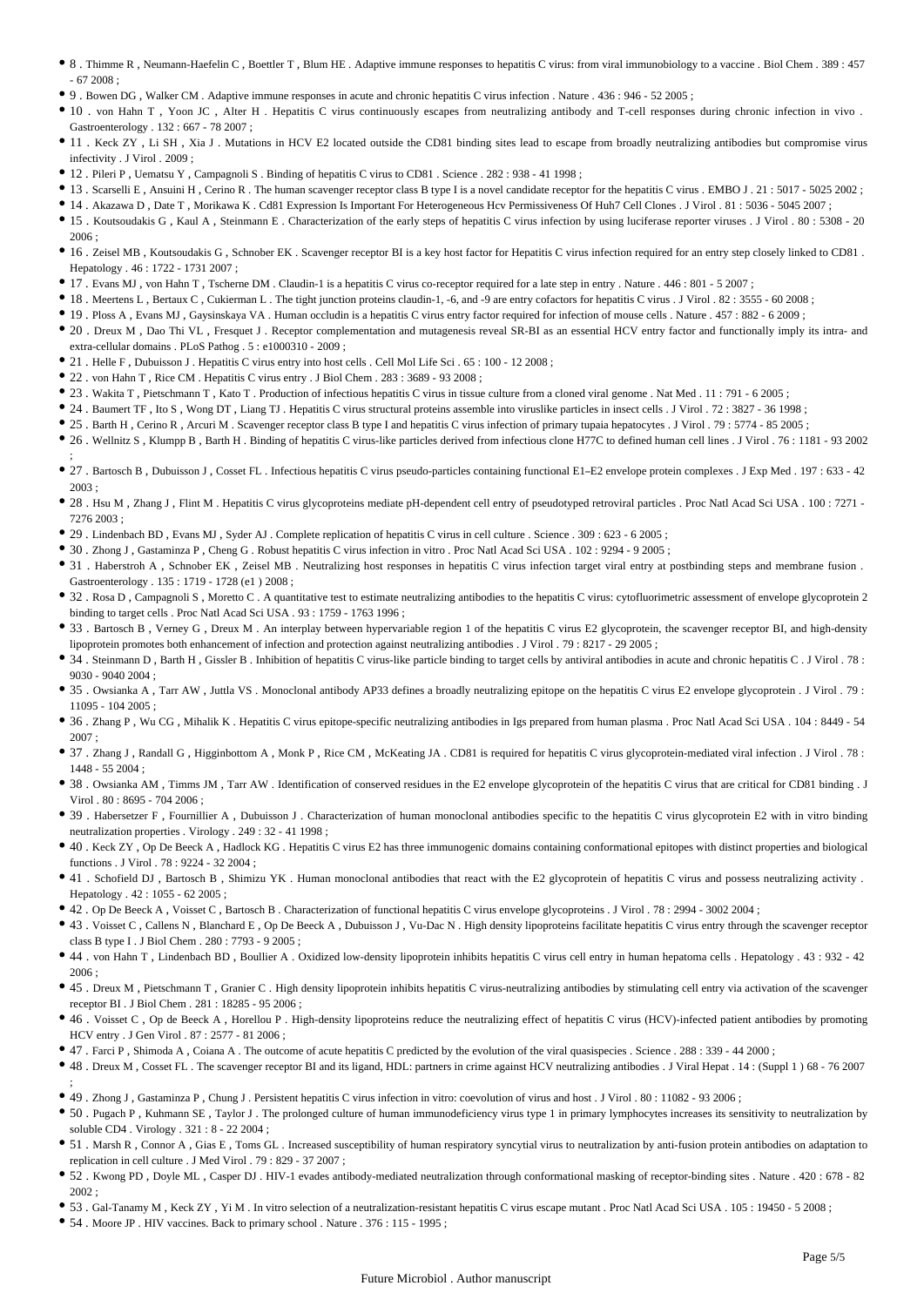- 8 . Thimme R , Neumann-Haefelin C , Boettler T , Blum HE . Adaptive immune responses to hepatitis C virus: from viral immunobiology to a vaccine . Biol Chem . 389 : 457 - 67 2008 ;
- 9 . Bowen DG , Walker CM . Adaptive immune responses in acute and chronic hepatitis C virus infection . Nature . 436 : 946 - 52 2005 ;
- 10 . von Hahn T , Yoon JC , Alter H . Hepatitis C virus continuously escapes from neutralizing antibody and T-cell responses during chronic infection in vivo . Gastroenterology . 132 : 667 - 78 2007 ;
- 11 . Keck ZY , Li SH , Xia J . Mutations in HCV E2 located outside the CD81 binding sites lead to escape from broadly neutralizing antibodies but compromise virus infectivity . J Virol . 2009 ;
- 12 . Pileri P , Uematsu Y , Campagnoli S . Binding of hepatitis C virus to CD81 . Science . 282 : 938 - 41 1998 ;
- 13 . Scarselli E , Ansuini H , Cerino R . The human scavenger receptor class B type I is a novel candidate receptor for the hepatitis C virus . EMBO J . 21 : 5017 - 5025 2002 ;
- 14 . Akazawa D , Date T , Morikawa K . Cd81 Expression Is Important For Heterogeneous Hcv Permissiveness Of Huh7 Cell Clones . J Virol . 81 : 5036 - 5045 2007 ;
- 15 . Koutsoudakis G , Kaul A , Steinmann E . Characterization of the early steps of hepatitis C virus infection by using luciferase reporter viruses . J Virol . 80 : 5308 - 20 2006 ;
- 16 . Zeisel MB , Koutsoudakis G , Schnober EK . Scavenger receptor BI is a key host factor for Hepatitis C virus infection required for an entry step closely linked to CD81 . Hepatology . 46 : 1722 - 1731 2007 ;
- 17 . Evans MJ , von Hahn T , Tscherne DM . Claudin-1 is a hepatitis C virus co-receptor required for a late step in entry . Nature . 446 : 801 - 5 2007 ;
- 18 . Meertens L , Bertaux C , Cukierman L . The tight junction proteins claudin-1, -6, and -9 are entry cofactors for hepatitis C virus . J Virol . 82 : 3555 - 60 2008 ;
- 19 . Ploss A , Evans MJ , Gaysinskaya VA . Human occludin is a hepatitis C virus entry factor required for infection of mouse cells . Nature . 457 : 882 - 6 2009 ;
- 20 . Dreux M , Dao Thi VL , Fresquet J . Receptor complementation and mutagenesis reveal SR-BI as an essential HCV entry factor and functionally imply its intra- and extra-cellular domains . PLoS Pathog . 5 : e1000310 - 2009 ;
- 21 . Helle F , Dubuisson J . Hepatitis C virus entry into host cells . Cell Mol Life Sci . 65 : 100 - 12 2008 ;
- 22 . von Hahn T , Rice CM . Hepatitis C virus entry . J Biol Chem . 283 : 3689 - 93 2008 ;
- 23 . Wakita T , Pietschmann T , Kato T . Production of infectious hepatitis C virus in tissue culture from a cloned viral genome . Nat Med . 11 : 791 - 6 2005 ;
- 24 . Baumert TF , Ito S , Wong DT , Liang TJ . Hepatitis C virus structural proteins assemble into viruslike particles in insect cells . J Virol . 72 : 3827 - 36 1998 ;
- 25 . Barth H , Cerino R , Arcuri M . Scavenger receptor class B type I and hepatitis C virus infection of primary tupaia hepatocytes . J Virol . 79 : 5774 - 85 2005 ;
- 26 . Wellnitz S , Klumpp B , Barth H . Binding of hepatitis C virus-like particles derived from infectious clone H77C to defined human cell lines . J Virol . 76 : 1181 - 93 2002 ;
- 27 . Bartosch B , Dubuisson J , Cosset FL . Infectious hepatitis C virus pseudo-particles containing functional E1–E2 envelope protein complexes . J Exp Med . 197 : 633 - 42 2003 ;
- 28 . Hsu M , Zhang J , Flint M . Hepatitis C virus glycoproteins mediate pH-dependent cell entry of pseudotyped retroviral particles . Proc Natl Acad Sci USA . 100 : 7271 - 7276 2003 ;
- 29 . Lindenbach BD , Evans MJ , Syder AJ . Complete replication of hepatitis C virus in cell culture . Science . 309 : 623 - 6 2005 ;
- 30 . Zhong J , Gastaminza P , Cheng G . Robust hepatitis C virus infection in vitro . Proc Natl Acad Sci USA . 102 : 9294 - 9 2005 ;
- 31 . Haberstroh A , Schnober EK , Zeisel MB . Neutralizing host responses in hepatitis C virus infection target viral entry at postbinding steps and membrane fusion . Gastroenterology . 135 : 1719 - 1728 (e1 ) 2008 ;
- 32 . Rosa D , Campagnoli S , Moretto C . A quantitative test to estimate neutralizing antibodies to the hepatitis C virus: cytofluorimetric assessment of envelope glycoprotein 2 binding to target cells . Proc Natl Acad Sci USA . 93 : 1759 - 1763 1996 ;
- 33 . Bartosch B , Verney G , Dreux M . An interplay between hypervariable region 1 of the hepatitis C virus E2 glycoprotein, the scavenger receptor BI, and high-density lipoprotein promotes both enhancement of infection and protection against neutralizing antibodies . J Virol . 79 : 8217 - 29 2005 ;
- 34 . Steinmann D , Barth H , Gissler B . Inhibition of hepatitis C virus-like particle binding to target cells by antiviral antibodies in acute and chronic hepatitis C . J Virol . 78 : 9030 - 9040 2004 ;
- 35 . Owsianka A , Tarr AW , Juttla VS . Monoclonal antibody AP33 defines a broadly neutralizing epitope on the hepatitis C virus E2 envelope glycoprotein . J Virol . 79 : 11095 - 104 2005 ;
- 36 . Zhang P , Wu CG , Mihalik K . Hepatitis C virus epitope-specific neutralizing antibodies in Igs prepared from human plasma . Proc Natl Acad Sci USA . 104 : 8449 - 54 2007 ;
- 37 . Zhang J , Randall G , Higginbottom A , Monk P , Rice CM , McKeating JA . CD81 is required for hepatitis C virus glycoprotein-mediated viral infection . J Virol . 78 : 1448 - 55 2004 ;
- 38 . Owsianka AM , Timms JM , Tarr AW . Identification of conserved residues in the E2 envelope glycoprotein of the hepatitis C virus that are critical for CD81 binding . J Virol . 80 : 8695 - 704 2006 ;
- 39 . Habersetzer F , Fournillier A , Dubuisson J . Characterization of human monoclonal antibodies specific to the hepatitis C virus glycoprotein E2 with in vitro binding neutralization properties . Virology . 249 : 32 - 41 1998 ;
- 40 . Keck ZY , Op De Beeck A , Hadlock KG . Hepatitis C virus E2 has three immunogenic domains containing conformational epitopes with distinct properties and biological functions . J Virol . 78 : 9224 - 32 2004 ;
- 41 . Schofield DJ , Bartosch B , Shimizu YK . Human monoclonal antibodies that react with the E2 glycoprotein of hepatitis C virus and possess neutralizing activity . Hepatology . 42 : 1055 - 62 2005 ;
- 42 . Op De Beeck A , Voisset C , Bartosch B . Characterization of functional hepatitis C virus envelope glycoproteins . J Virol . 78 : 2994 - 3002 2004 ;
- 43 . Voisset C , Callens N , Blanchard E , Op De Beeck A , Dubuisson J , Vu-Dac N . High density lipoproteins facilitate hepatitis C virus entry through the scavenger receptor class B type I . J Biol Chem . 280 : 7793 - 9 2005 ;
- 44 . von Hahn T , Lindenbach BD , Boullier A . Oxidized low-density lipoprotein inhibits hepatitis C virus cell entry in human hepatoma cells . Hepatology . 43 : 932 - 42 2006 ;
- 45 . Dreux M , Pietschmann T , Granier C . High density lipoprotein inhibits hepatitis C virus-neutralizing antibodies by stimulating cell entry via activation of the scavenger receptor BI . J Biol Chem . 281 : 18285 - 95 2006 ;
- 46 . Voisset C , Op de Beeck A , Horellou P . High-density lipoproteins reduce the neutralizing effect of hepatitis C virus (HCV)-infected patient antibodies by promoting HCV entry . J Gen Virol . 87 : 2577 - 81 2006 ;
- 47 . Farci P , Shimoda A , Coiana A . The outcome of acute hepatitis C predicted by the evolution of the viral quasispecies . Science . 288 : 339 - 44 2000 ;
- 48 . Dreux M , Cosset FL . The scavenger receptor BI and its ligand, HDL: partners in crime against HCV neutralizing antibodies . J Viral Hepat . 14 : (Suppl 1 ) 68 - 76 2007 ;
- 49 . Zhong J , Gastaminza P , Chung J . Persistent hepatitis C virus infection in vitro: coevolution of virus and host . J Virol . 80 : 11082 - 93 2006 ;
- 50 . Pugach P , Kuhmann SE , Taylor J . The prolonged culture of human immunodeficiency virus type 1 in primary lymphocytes increases its sensitivity to neutralization by soluble CD4 . Virology . 321 : 8 - 22 2004 ;
- 51 . Marsh R , Connor A , Gias E , Toms GL . Increased susceptibility of human respiratory syncytial virus to neutralization by anti-fusion protein antibodies on adaptation to replication in cell culture . J Med Virol . 79 : 829 - 37 2007 ;
- 52 . Kwong PD , Doyle ML , Casper DJ . HIV-1 evades antibody-mediated neutralization through conformational masking of receptor-binding sites . Nature . 420 : 678 - 82 2002 ;
- 53 . Gal-Tanamy M , Keck ZY , Yi M . In vitro selection of a neutralization-resistant hepatitis C virus escape mutant . Proc Natl Acad Sci USA . 105 : 19450 - 5 2008 ;
- 54 . Moore JP . HIV vaccines. Back to primary school . Nature . 376 : 115 - 1995 ;